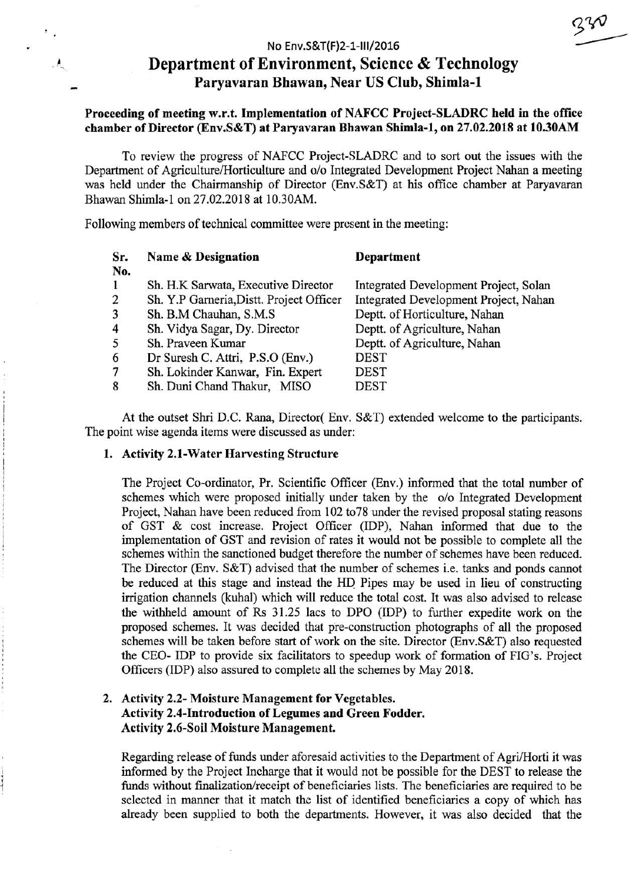No Env.S&T(F)2-1-III/2016

# Department of Environment, Science & Technology

## Paryavaran Bhawan, Near US Club, Shimla-1

**Proceeding of meeting w.r.t. Implementation of NAFCC Project-SLADRC held in the office chamber of Director (Env.S&T) at Paryavaran Bhawan Shimla-1, on 27.02.2018 at 10.30AM**

To review the progress of NAFCC Project-SLADRC and to sort out the issues with the Department of Agriculture/Horticulture and o/o Integrated Development Project Nahan a meeting was held under the Chairmanship of Director (Env.S&T) at his office chamber at Paryavaran Bhawan Shimla-1 on 27.02.2018 at 10.30AM.

Following members of technical committee were present in the meeting:

| Sr. No. | Name & Designation | Department |
|---|---|---|
| 1 | Sh. H.K Sarwata, Executive Director | Integrated Development Project, Solan |
| 2 | Sh. Y.P Garneria,Distt. Project Officer | Integrated Development Project, Nahan |
| 3 | Sh. B.M Chauhan, S.M.S | Deptt. of Horticulture, Nahan |
| 4 | Sh. Vidya Sagar, Dy. Director | Deptt. of Agriculture, Nahan |
| 5 | Sh. Praveen Kumar | Deptt. of Agriculture, Nahan |
| 6 | Dr Suresh C. Attri, P.S.O (Env.) | DEST |
| 7 | Sh. Lokinder Kanwar, Fin. Expert | DEST |
| 8 | Sh. Duni Chand Thakur, MISO | DEST |

At the outset Shri D.C. Rana, Director( Env. S&T) extended welcome to the participants. The point wise agenda items were discussed as under:

1. **Activity 2.1-Water Harvesting Structure**

   The Project Co-ordinator, Pr. Scientific Officer (Env.) informed that the total number of schemes which were proposed initially under taken by the o/o Integrated Development Project, Nahan have been reduced from 102 to78 under the revised proposal stating reasons of GST & cost increase. Project Officer (IDP), Nahan informed that due to the implementation of GST and revision of rates it would not be possible to complete all the schemes within the sanctioned budget therefore the number of schemes have been reduced. The Director (Env. S&T) advised that the number of schemes i.e. tanks and ponds cannot be reduced at this stage and instead the HD Pipes may be used in lieu of constructing irrigation channels (kuhal) which will reduce the total cost. It was also advised to release the withheld amount of Rs 31.25 lacs to DPO (IDP) to further expedite work on the proposed schemes. It was decided that pre-construction photographs of all the proposed schemes will be taken before start of work on the site. Director (Env.S&T) also requested the CEO- IDP to provide six facilitators to speedup work of formation of FIG's. Project Officers (IDP) also assured to complete all the schemes by May 2018.

2. **Activity 2.2- Moisture Management for Vegetables.**
   **Activity 2.4-Introduction of Legumes and Green Fodder.**
   **Activity 2.6-Soil Moisture Management.**

   Regarding release of funds under aforesaid activities to the Department of Agri/Horti it was informed by the Project Incharge that it would not be possible for the DEST to release the funds without finalization/receipt of beneficiaries lists. The beneficiaries are required to be selected in manner that it match the list of identified beneficiaries a copy of which has already been supplied to both the departments. However, it was also decided that the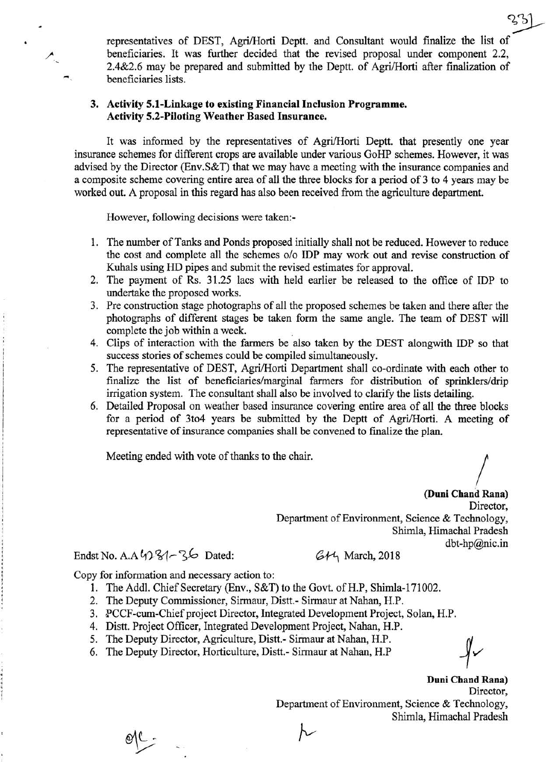representatives of DEST, Agri/Horti Deptt. and Consultant would finalize the list of beneficiaries. It was further decided that the revised proposal under component 2.2, 2.4&2.6 may be prepared and submitted by the Deptt. of Agri/Horti after finalization of beneficiaries lists.

**3. Activity 5.1-Linkage to existing Financial Inclusion Programme.**
**Activity 5.2-Piloting Weather Based Insurance.**

It was informed by the representatives of Agri/Horti Deptt. that presently one year insurance schemes for different crops are available under various GoHP schemes. However, it was advised by the Director (Env.S&T) that we may have a meeting with the insurance companies and a composite scheme covering entire area of all the three blocks for a period of 3 to 4 years may be worked out. A proposal in this regard has also been received from the agriculture department.

However, following decisions were taken:-

1. The number of Tanks and Ponds proposed initially shall not be reduced. However to reduce the cost and complete all the schemes o/o IDP may work out and revise construction of Kuhals using HD pipes and submit the revised estimates for approval.
2. The payment of Rs. 31.25 lacs with held earlier be released to the office of IDP to undertake the proposed works.
3. Pre construction stage photographs of all the proposed schemes be taken and there after the photographs of different stages be taken form the same angle. The team of DEST will complete the job within a week.
4. Clips of interaction with the farmers be also taken by the DEST alongwith IDP so that success stories of schemes could be compiled simultaneously.
5. The representative of DEST, Agri/Horti Department shall co-ordinate with each other to finalize the list of beneficiaries/marginal farmers for distribution of sprinklers/drip irrigation system. The consultant shall also be involved to clarify the lists detailing.
6. Detailed Proposal on weather based insurance covering entire area of all the three blocks for a period of 3to4 years be submitted by the Deptt of Agri/Horti. A meeting of representative of insurance companies shall be convened to finalize the plan.

Meeting ended with vote of thanks to the chair.

**(Duni Chand Rana)**
Director,
Department of Environment, Science & Technology,
Shimla, Himachal Pradesh
dbt-hp@nic.in

Endst No. A.A 4231-36 Dated: 6th March, 2018

Copy for information and necessary action to:

1. The Addl. Chief Secretary (Env., S&T) to the Govt. of H.P, Shimla-171002.
2. The Deputy Commissioner, Sirmaur, Distt.- Sirmaur at Nahan, H.P.
3. PCCF-cum-Chief project Director, Integrated Development Project, Solan, H.P.
4. Distt. Project Officer, Integrated Development Project, Nahan, H.P.
5. The Deputy Director, Agriculture, Distt.- Sirmaur at Nahan, H.P.
6. The Deputy Director, Horticulture, Distt.- Sirmaur at Nahan, H.P

**Duni Chand Rana)**
Director,
Department of Environment, Science & Technology,
Shimla, Himachal Pradesh